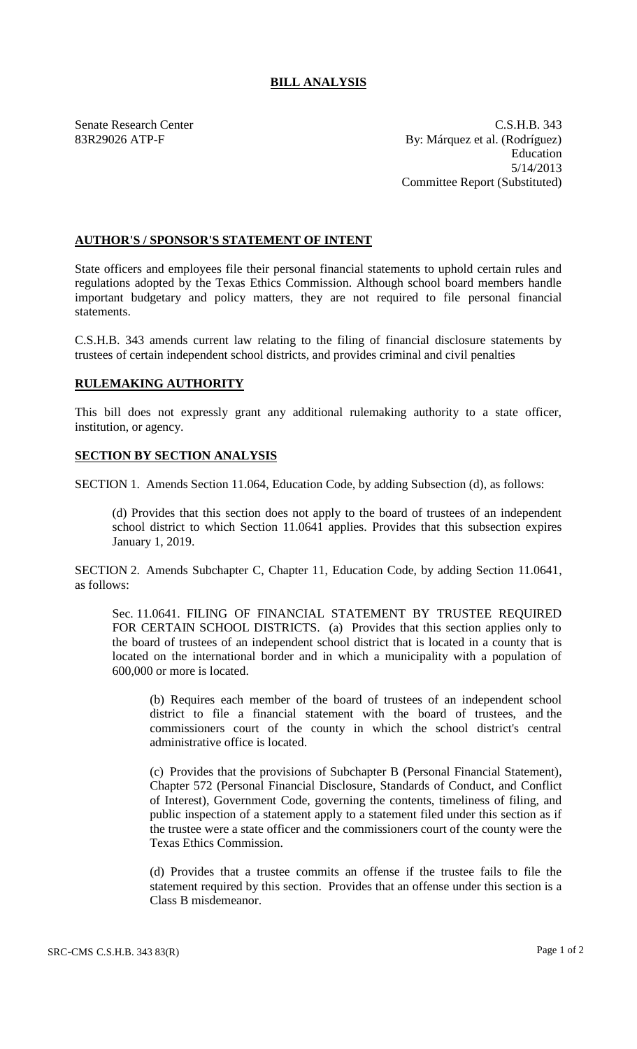# BILL ANALYSIS

Senate Research Center
83R29026 ATP-F

C.S.H.B. 343
By: Márquez et al. (Rodríguez)
Education
5/14/2013
Committee Report (Substituted)

## AUTHOR'S / SPONSOR'S STATEMENT OF INTENT

State officers and employees file their personal financial statements to uphold certain rules and regulations adopted by the Texas Ethics Commission. Although school board members handle important budgetary and policy matters, they are not required to file personal financial statements.

C.S.H.B. 343 amends current law relating to the filing of financial disclosure statements by trustees of certain independent school districts, and provides criminal and civil penalties

## RULEMAKING AUTHORITY

This bill does not expressly grant any additional rulemaking authority to a state officer, institution, or agency.

## SECTION BY SECTION ANALYSIS

SECTION 1. Amends Section 11.064, Education Code, by adding Subsection (d), as follows:

(d) Provides that this section does not apply to the board of trustees of an independent school district to which Section 11.0641 applies. Provides that this subsection expires January 1, 2019.

SECTION 2. Amends Subchapter C, Chapter 11, Education Code, by adding Section 11.0641, as follows:

Sec. 11.0641. FILING OF FINANCIAL STATEMENT BY TRUSTEE REQUIRED FOR CERTAIN SCHOOL DISTRICTS. (a) Provides that this section applies only to the board of trustees of an independent school district that is located in a county that is located on the international border and in which a municipality with a population of 600,000 or more is located.

(b) Requires each member of the board of trustees of an independent school district to file a financial statement with the board of trustees, and the commissioners court of the county in which the school district's central administrative office is located.

(c) Provides that the provisions of Subchapter B (Personal Financial Statement), Chapter 572 (Personal Financial Disclosure, Standards of Conduct, and Conflict of Interest), Government Code, governing the contents, timeliness of filing, and public inspection of a statement apply to a statement filed under this section as if the trustee were a state officer and the commissioners court of the county were the Texas Ethics Commission.

(d) Provides that a trustee commits an offense if the trustee fails to file the statement required by this section. Provides that an offense under this section is a Class B misdemeanor.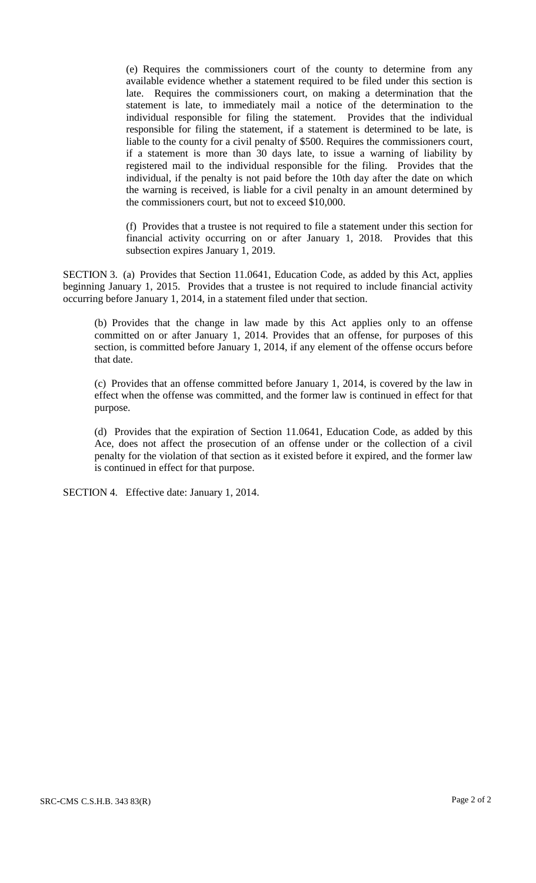(e) Requires the commissioners court of the county to determine from any available evidence whether a statement required to be filed under this section is late. Requires the commissioners court, on making a determination that the statement is late, to immediately mail a notice of the determination to the individual responsible for filing the statement. Provides that the individual responsible for filing the statement, if a statement is determined to be late, is liable to the county for a civil penalty of $500. Requires the commissioners court, if a statement is more than 30 days late, to issue a warning of liability by registered mail to the individual responsible for the filing. Provides that the individual, if the penalty is not paid before the 10th day after the date on which the warning is received, is liable for a civil penalty in an amount determined by the commissioners court, but not to exceed $10,000.

(f) Provides that a trustee is not required to file a statement under this section for financial activity occurring on or after January 1, 2018. Provides that this subsection expires January 1, 2019.

SECTION 3. (a) Provides that Section 11.0641, Education Code, as added by this Act, applies beginning January 1, 2015. Provides that a trustee is not required to include financial activity occurring before January 1, 2014, in a statement filed under that section.

(b) Provides that the change in law made by this Act applies only to an offense committed on or after January 1, 2014. Provides that an offense, for purposes of this section, is committed before January 1, 2014, if any element of the offense occurs before that date.

(c) Provides that an offense committed before January 1, 2014, is covered by the law in effect when the offense was committed, and the former law is continued in effect for that purpose.

(d) Provides that the expiration of Section 11.0641, Education Code, as added by this Ace, does not affect the prosecution of an offense under or the collection of a civil penalty for the violation of that section as it existed before it expired, and the former law is continued in effect for that purpose.

SECTION 4. Effective date: January 1, 2014.